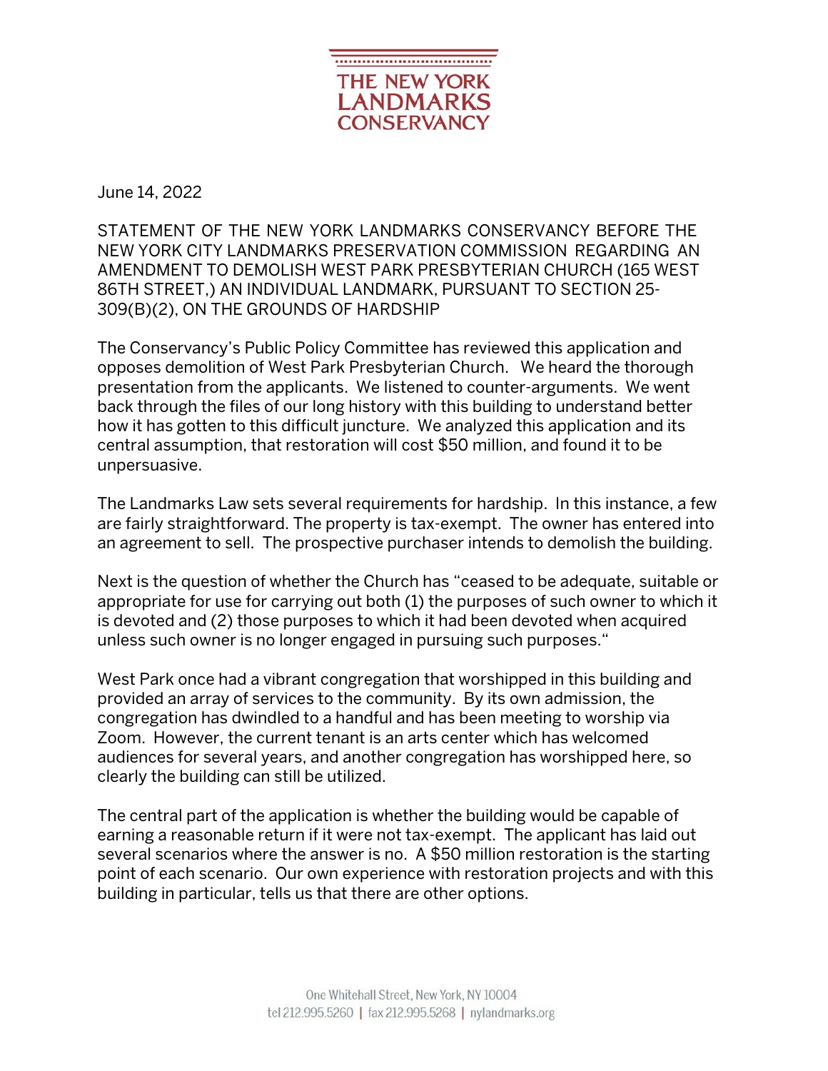# THE NEW YORK LANDMARKS CONSERVANCY

June 14, 2022

STATEMENT OF THE NEW YORK LANDMARKS CONSERVANCY BEFORE THE NEW YORK CITY LANDMARKS PRESERVATION COMMISSION REGARDING AN AMENDMENT TO DEMOLISH WEST PARK PRESBYTERIAN CHURCH (165 WEST 86TH STREET,) AN INDIVIDUAL LANDMARK, PURSUANT TO SECTION 25-309(B)(2), ON THE GROUNDS OF HARDSHIP

The Conservancy's Public Policy Committee has reviewed this application and opposes demolition of West Park Presbyterian Church. We heard the thorough presentation from the applicants. We listened to counter-arguments. We went back through the files of our long history with this building to understand better how it has gotten to this difficult juncture. We analyzed this application and its central assumption, that restoration will cost $50 million, and found it to be unpersuasive.

The Landmarks Law sets several requirements for hardship. In this instance, a few are fairly straightforward. The property is tax-exempt. The owner has entered into an agreement to sell. The prospective purchaser intends to demolish the building.

Next is the question of whether the Church has "ceased to be adequate, suitable or appropriate for use for carrying out both (1) the purposes of such owner to which it is devoted and (2) those purposes to which it had been devoted when acquired unless such owner is no longer engaged in pursuing such purposes."

West Park once had a vibrant congregation that worshipped in this building and provided an array of services to the community. By its own admission, the congregation has dwindled to a handful and has been meeting to worship via Zoom. However, the current tenant is an arts center which has welcomed audiences for several years, and another congregation has worshipped here, so clearly the building can still be utilized.

The central part of the application is whether the building would be capable of earning a reasonable return if it were not tax-exempt. The applicant has laid out several scenarios where the answer is no. A $50 million restoration is the starting point of each scenario. Our own experience with restoration projects and with this building in particular, tells us that there are other options.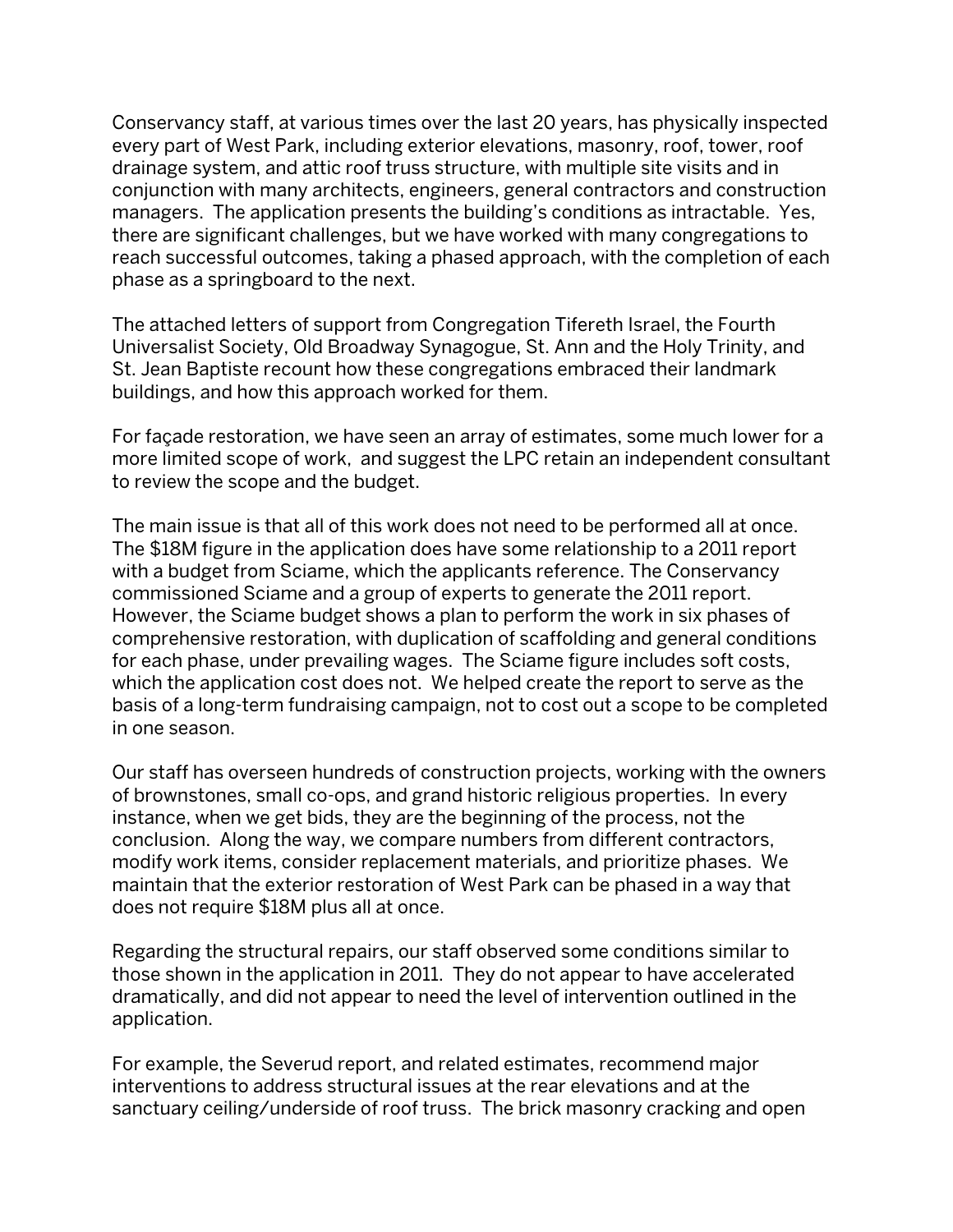Conservancy staff, at various times over the last 20 years, has physically inspected every part of West Park, including exterior elevations, masonry, roof, tower, roof drainage system, and attic roof truss structure, with multiple site visits and in conjunction with many architects, engineers, general contractors and construction managers. The application presents the building's conditions as intractable. Yes, there are significant challenges, but we have worked with many congregations to reach successful outcomes, taking a phased approach, with the completion of each phase as a springboard to the next.

The attached letters of support from Congregation Tifereth Israel, the Fourth Universalist Society, Old Broadway Synagogue, St. Ann and the Holy Trinity, and St. Jean Baptiste recount how these congregations embraced their landmark buildings, and how this approach worked for them.

For façade restoration, we have seen an array of estimates, some much lower for a more limited scope of work, and suggest the LPC retain an independent consultant to review the scope and the budget.

The main issue is that all of this work does not need to be performed all at once. The $18M figure in the application does have some relationship to a 2011 report with a budget from Sciame, which the applicants reference. The Conservancy commissioned Sciame and a group of experts to generate the 2011 report. However, the Sciame budget shows a plan to perform the work in six phases of comprehensive restoration, with duplication of scaffolding and general conditions for each phase, under prevailing wages. The Sciame figure includes soft costs, which the application cost does not. We helped create the report to serve as the basis of a long-term fundraising campaign, not to cost out a scope to be completed in one season.

Our staff has overseen hundreds of construction projects, working with the owners of brownstones, small co-ops, and grand historic religious properties. In every instance, when we get bids, they are the beginning of the process, not the conclusion. Along the way, we compare numbers from different contractors, modify work items, consider replacement materials, and prioritize phases. We maintain that the exterior restoration of West Park can be phased in a way that does not require $18M plus all at once.

Regarding the structural repairs, our staff observed some conditions similar to those shown in the application in 2011. They do not appear to have accelerated dramatically, and did not appear to need the level of intervention outlined in the application.

For example, the Severud report, and related estimates, recommend major interventions to address structural issues at the rear elevations and at the sanctuary ceiling/underside of roof truss. The brick masonry cracking and open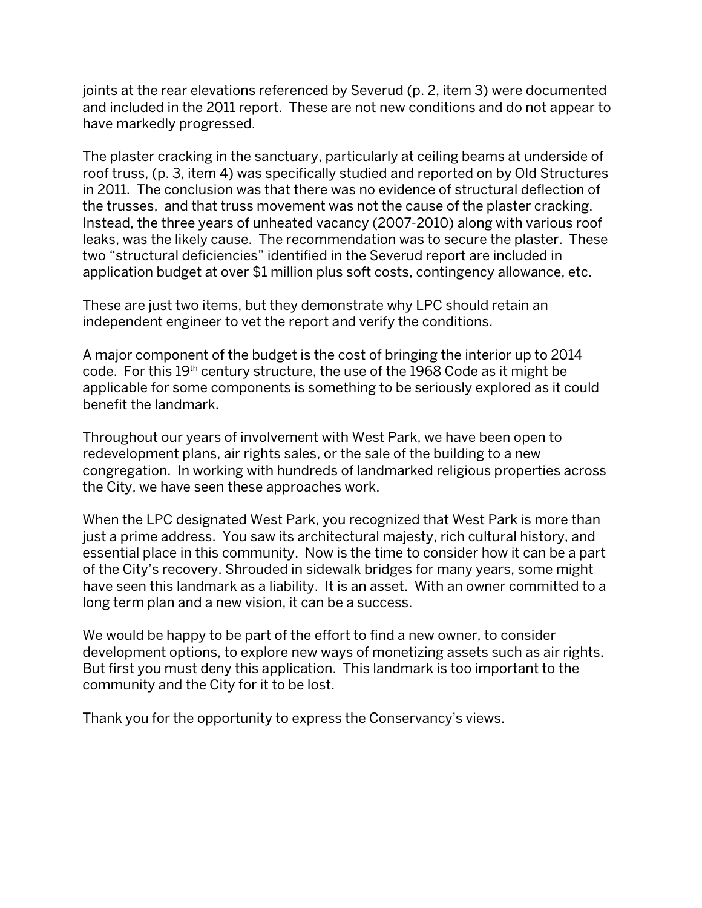joints at the rear elevations referenced by Severud (p. 2, item 3) were documented and included in the 2011 report. These are not new conditions and do not appear to have markedly progressed.

The plaster cracking in the sanctuary, particularly at ceiling beams at underside of roof truss, (p. 3, item 4) was specifically studied and reported on by Old Structures in 2011. The conclusion was that there was no evidence of structural deflection of the trusses, and that truss movement was not the cause of the plaster cracking. Instead, the three years of unheated vacancy (2007-2010) along with various roof leaks, was the likely cause. The recommendation was to secure the plaster. These two "structural deficiencies" identified in the Severud report are included in application budget at over $1 million plus soft costs, contingency allowance, etc.

These are just two items, but they demonstrate why LPC should retain an independent engineer to vet the report and verify the conditions.

A major component of the budget is the cost of bringing the interior up to 2014 code. For this 19th century structure, the use of the 1968 Code as it might be applicable for some components is something to be seriously explored as it could benefit the landmark.

Throughout our years of involvement with West Park, we have been open to redevelopment plans, air rights sales, or the sale of the building to a new congregation. In working with hundreds of landmarked religious properties across the City, we have seen these approaches work.

When the LPC designated West Park, you recognized that West Park is more than just a prime address. You saw its architectural majesty, rich cultural history, and essential place in this community. Now is the time to consider how it can be a part of the City's recovery. Shrouded in sidewalk bridges for many years, some might have seen this landmark as a liability. It is an asset. With an owner committed to a long term plan and a new vision, it can be a success.

We would be happy to be part of the effort to find a new owner, to consider development options, to explore new ways of monetizing assets such as air rights. But first you must deny this application. This landmark is too important to the community and the City for it to be lost.

Thank you for the opportunity to express the Conservancy's views.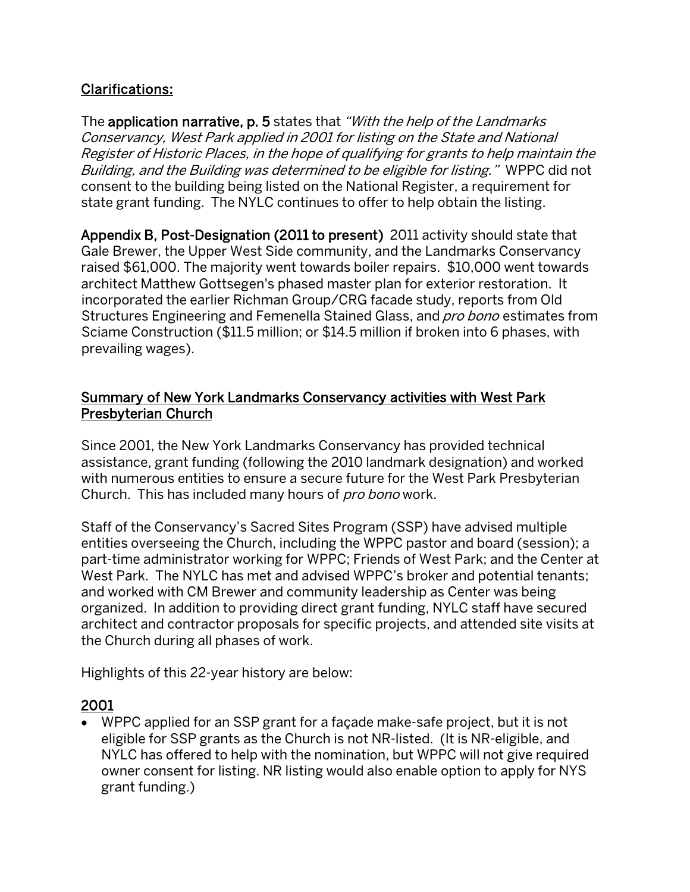<u>Clarifications:</u>

The **application narrative, p. 5** states that *"With the help of the Landmarks Conservancy, West Park applied in 2001 for listing on the State and National Register of Historic Places, in the hope of qualifying for grants to help maintain the Building, and the Building was determined to be eligible for listing."* WPPC did not consent to the building being listed on the National Register, a requirement for state grant funding. The NYLC continues to offer to help obtain the listing.

**Appendix B, Post-Designation (2011 to present)** 2011 activity should state that Gale Brewer, the Upper West Side community, and the Landmarks Conservancy raised $61,000. The majority went towards boiler repairs. $10,000 went towards architect Matthew Gottsegen's phased master plan for exterior restoration. It incorporated the earlier Richman Group/CRG facade study, reports from Old Structures Engineering and Femenella Stained Glass, and *pro bono* estimates from Sciame Construction ($11.5 million; or $14.5 million if broken into 6 phases, with prevailing wages).

## <u>Summary of New York Landmarks Conservancy activities with West Park Presbyterian Church</u>

Since 2001, the New York Landmarks Conservancy has provided technical assistance, grant funding (following the 2010 landmark designation) and worked with numerous entities to ensure a secure future for the West Park Presbyterian Church. This has included many hours of *pro bono* work.

Staff of the Conservancy's Sacred Sites Program (SSP) have advised multiple entities overseeing the Church, including the WPPC pastor and board (session); a part-time administrator working for WPPC; Friends of West Park; and the Center at West Park. The NYLC has met and advised WPPC's broker and potential tenants; and worked with CM Brewer and community leadership as Center was being organized. In addition to providing direct grant funding, NYLC staff have secured architect and contractor proposals for specific projects, and attended site visits at the Church during all phases of work.

Highlights of this 22-year history are below:

### <u>2001</u>

- WPPC applied for an SSP grant for a façade make-safe project, but it is not eligible for SSP grants as the Church is not NR-listed. (It is NR-eligible, and NYLC has offered to help with the nomination, but WPPC will not give required owner consent for listing. NR listing would also enable option to apply for NYS grant funding.)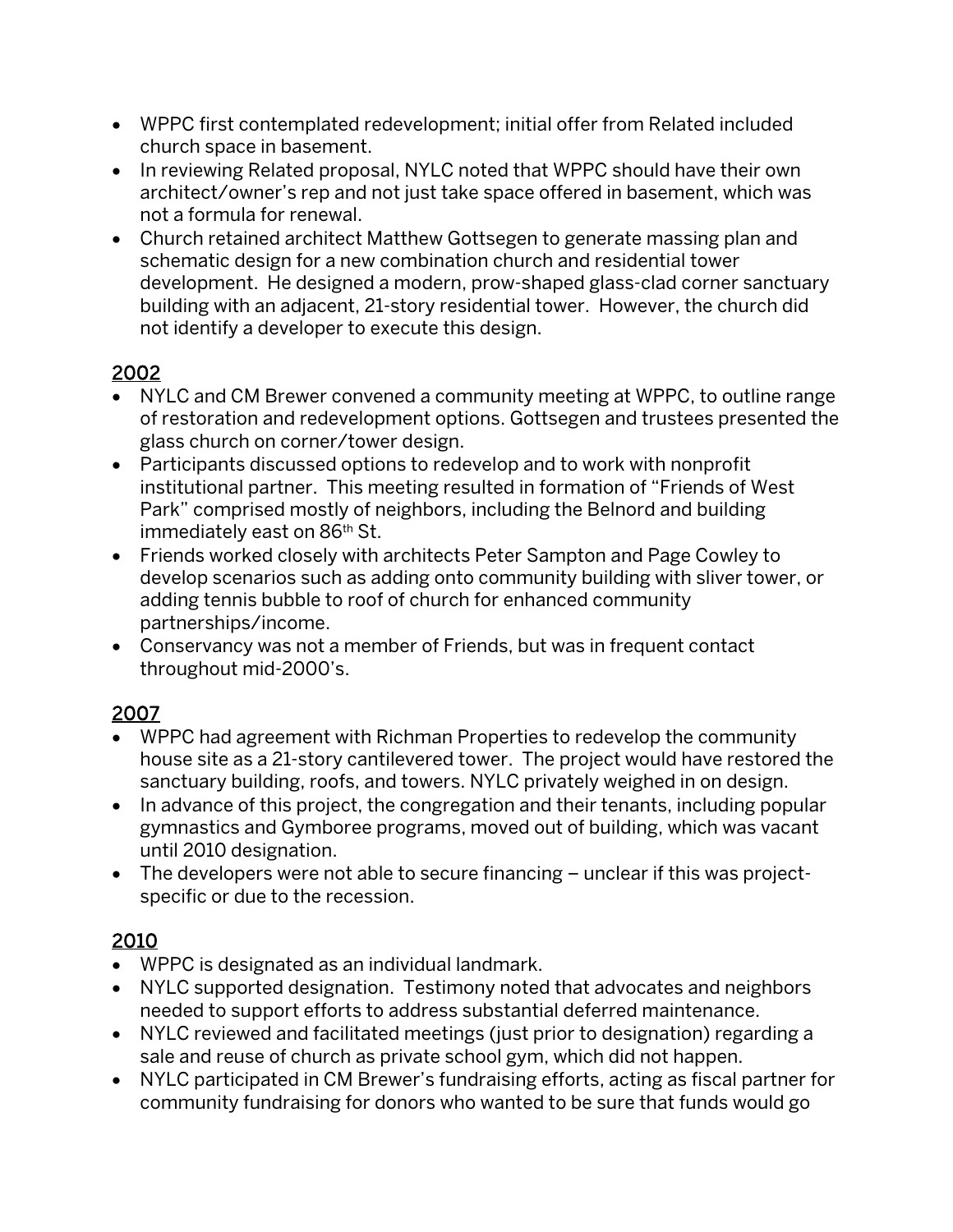- WPPC first contemplated redevelopment; initial offer from Related included church space in basement.
- In reviewing Related proposal, NYLC noted that WPPC should have their own architect/owner's rep and not just take space offered in basement, which was not a formula for renewal.
- Church retained architect Matthew Gottsegen to generate massing plan and schematic design for a new combination church and residential tower development. He designed a modern, prow-shaped glass-clad corner sanctuary building with an adjacent, 21-story residential tower. However, the church did not identify a developer to execute this design.

<u>2002</u>

- NYLC and CM Brewer convened a community meeting at WPPC, to outline range of restoration and redevelopment options. Gottsegen and trustees presented the glass church on corner/tower design.
- Participants discussed options to redevelop and to work with nonprofit institutional partner. This meeting resulted in formation of "Friends of West Park" comprised mostly of neighbors, including the Belnord and building immediately east on 86th St.
- Friends worked closely with architects Peter Sampton and Page Cowley to develop scenarios such as adding onto community building with sliver tower, or adding tennis bubble to roof of church for enhanced community partnerships/income.
- Conservancy was not a member of Friends, but was in frequent contact throughout mid-2000's.

<u>2007</u>

- WPPC had agreement with Richman Properties to redevelop the community house site as a 21-story cantilevered tower. The project would have restored the sanctuary building, roofs, and towers. NYLC privately weighed in on design.
- In advance of this project, the congregation and their tenants, including popular gymnastics and Gymboree programs, moved out of building, which was vacant until 2010 designation.
- The developers were not able to secure financing – unclear if this was project-specific or due to the recession.

<u>2010</u>

- WPPC is designated as an individual landmark.
- NYLC supported designation. Testimony noted that advocates and neighbors needed to support efforts to address substantial deferred maintenance.
- NYLC reviewed and facilitated meetings (just prior to designation) regarding a sale and reuse of church as private school gym, which did not happen.
- NYLC participated in CM Brewer's fundraising efforts, acting as fiscal partner for community fundraising for donors who wanted to be sure that funds would go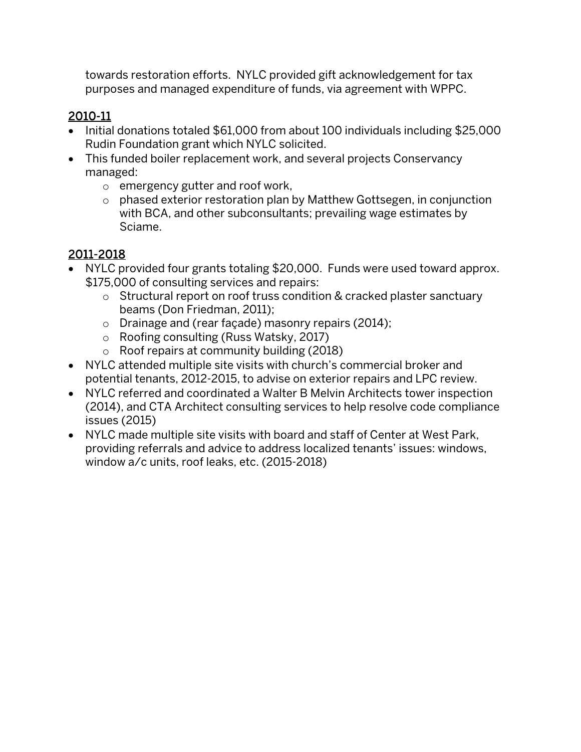towards restoration efforts. NYLC provided gift acknowledgement for tax purposes and managed expenditure of funds, via agreement with WPPC.

<u>2010-11</u>

- Initial donations totaled $61,000 from about 100 individuals including $25,000 Rudin Foundation grant which NYLC solicited.
- This funded boiler replacement work, and several projects Conservancy managed:
  - emergency gutter and roof work,
  - phased exterior restoration plan by Matthew Gottsegen, in conjunction with BCA, and other subconsultants; prevailing wage estimates by Sciame.

<u>2011-2018</u>

- NYLC provided four grants totaling $20,000. Funds were used toward approx. $175,000 of consulting services and repairs:
  - Structural report on roof truss condition & cracked plaster sanctuary beams (Don Friedman, 2011);
  - Drainage and (rear façade) masonry repairs (2014);
  - Roofing consulting (Russ Watsky, 2017)
  - Roof repairs at community building (2018)
- NYLC attended multiple site visits with church's commercial broker and potential tenants, 2012-2015, to advise on exterior repairs and LPC review.
- NYLC referred and coordinated a Walter B Melvin Architects tower inspection (2014), and CTA Architect consulting services to help resolve code compliance issues (2015)
- NYLC made multiple site visits with board and staff of Center at West Park, providing referrals and advice to address localized tenants' issues: windows, window a/c units, roof leaks, etc. (2015-2018)